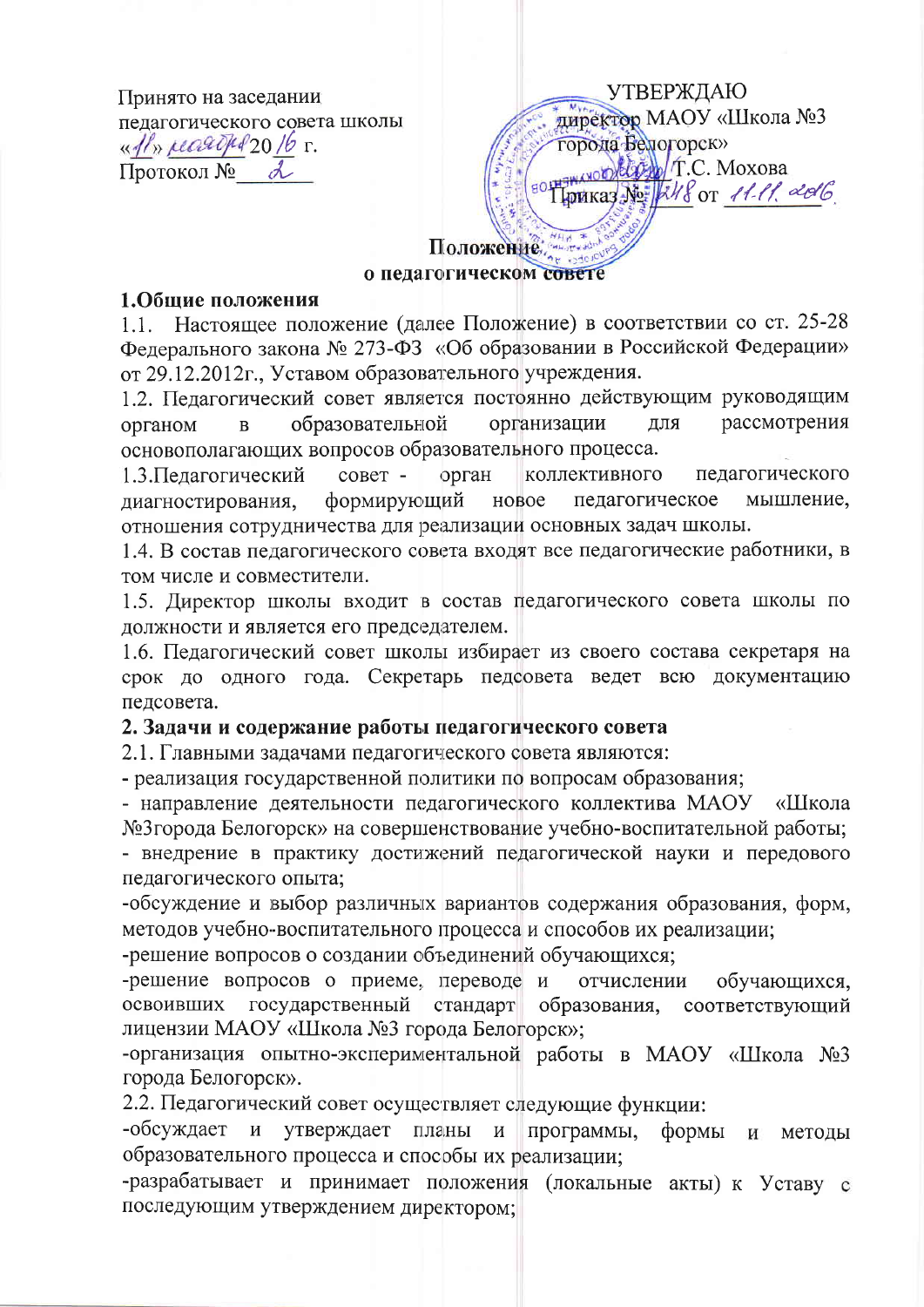Принято на заседании
педагогического совета школы
«11» ноября 2016 г.
Протокол № 2

УТВЕРЖДАЮ
директор МАОУ «Школа №3
города Белогорск»
_______ Т.С. Мохова
Приказ № 248 от 11.11.2016

**Положение**
**о педагогическом совете**

**1.Общие положения**

1.1. Настоящее положение (далее Положение) в соответствии со ст. 25-28 Федерального закона № 273-ФЗ «Об образовании в Российской Федерации» от 29.12.2012г., Уставом образовательного учреждения.

1.2. Педагогический совет является постоянно действующим руководящим органом в образовательной организации для рассмотрения основополагающих вопросов образовательного процесса.

1.3.Педагогический совет - орган коллективного педагогического диагностирования, формирующий новое педагогическое мышление, отношения сотрудничества для реализации основных задач школы.

1.4. В состав педагогического совета входят все педагогические работники, в том числе и совместители.

1.5. Директор школы входит в состав педагогического совета школы по должности и является его председателем.

1.6. Педагогический совет школы избирает из своего состава секретаря на срок до одного года. Секретарь педсовета ведет всю документацию педсовета.

**2. Задачи и содержание работы педагогического совета**

2.1. Главными задачами педагогического совета являются:

- реализация государственной политики по вопросам образования;
- направление деятельности педагогического коллектива МАОУ «Школа №3города Белогорск» на совершенствование учебно-воспитательной работы;
- внедрение в практику достижений педагогической науки и передового педагогического опыта;
- обсуждение и выбор различных вариантов содержания образования, форм, методов учебно-воспитательного процесса и способов их реализации;
- решение вопросов о создании объединений обучающихся;
- решение вопросов о приеме, переводе и отчислении обучающихся, освоивших государственный стандарт образования, соответствующий лицензии МАОУ «Школа №3 города Белогорск»;
- организация опытно-экспериментальной работы в МАОУ «Школа №3 города Белогорск».

2.2. Педагогический совет осуществляет следующие функции:

- обсуждает и утверждает планы и программы, формы и методы образовательного процесса и способы их реализации;
- разрабатывает и принимает положения (локальные акты) к Уставу с последующим утверждением директором;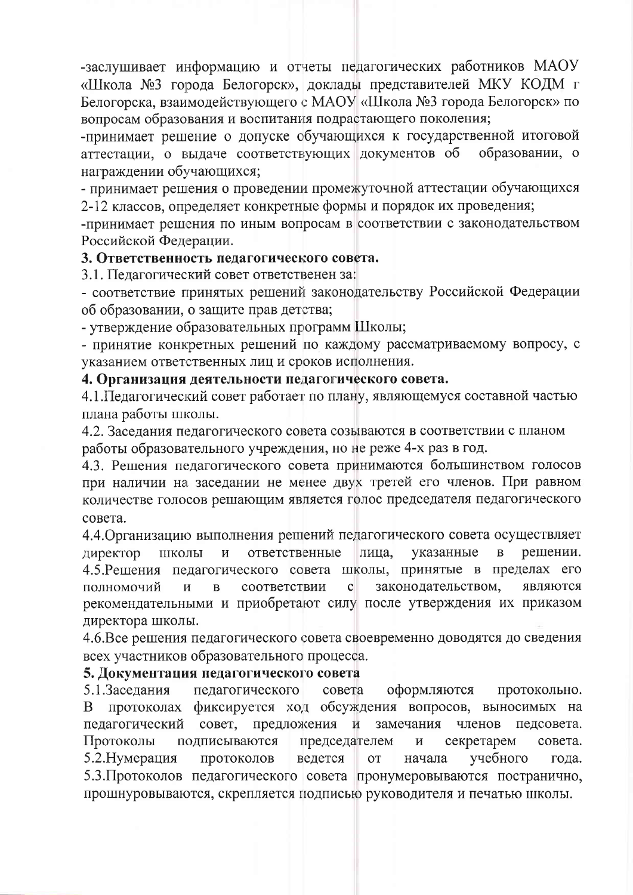-заслушивает информацию и отчеты педагогических работников МАОУ «Школа №3 города Белогорск», доклады представителей МКУ КОДМ г Белогорска, взаимодействующего с МАОУ «Школа №3 города Белогорск» по вопросам образования и воспитания подрастающего поколения;

-принимает решение о допуске обучающихся к государственной итоговой аттестации, о выдаче соответствующих документов об образовании, о награждении обучающихся;

- принимает решения о проведении промежуточной аттестации обучающихся 2-12 классов, определяет конкретные формы и порядок их проведения;

-принимает решения по иным вопросам в соответствии с законодательством Российской Федерации.

**3. Ответственность педагогического совета.**

3.1. Педагогический совет ответственен за:

- соответствие принятых решений законодательству Российской Федерации об образовании, о защите прав детства;
- утверждение образовательных программ Школы;
- принятие конкретных решений по каждому рассматриваемому вопросу, с указанием ответственных лиц и сроков исполнения.

**4. Организация деятельности педагогического совета.**

4.1.Педагогический совет работает по плану, являющемуся составной частью плана работы школы.

4.2. Заседания педагогического совета созываются в соответствии с планом работы образовательного учреждения, но не реже 4-х раз в год.

4.3. Решения педагогического совета принимаются большинством голосов при наличии на заседании не менее двух третей его членов. При равном количестве голосов решающим является голос председателя педагогического совета.

4.4.Организацию выполнения решений педагогического совета осуществляет директор школы и ответственные лица, указанные в решении.

4.5.Решения педагогического совета школы, принятые в пределах его полномочий и в соответствии с законодательством, являются рекомендательными и приобретают силу после утверждения их приказом директора школы.

4.6.Все решения педагогического совета своевременно доводятся до сведения всех участников образовательного процесса.

**5. Документация педагогического совета**

5.1.Заседания педагогического совета оформляются протокольно. В протоколах фиксируется ход обсуждения вопросов, выносимых на педагогический совет, предложения и замечания членов педсовета. Протоколы подписываются председателем и секретарем совета.

5.2.Нумерация протоколов ведется от начала учебного года.

5.3.Протоколов педагогического совета пронумеровываются постранично, прошнуровываются, скрепляется подписью руководителя и печатью школы.